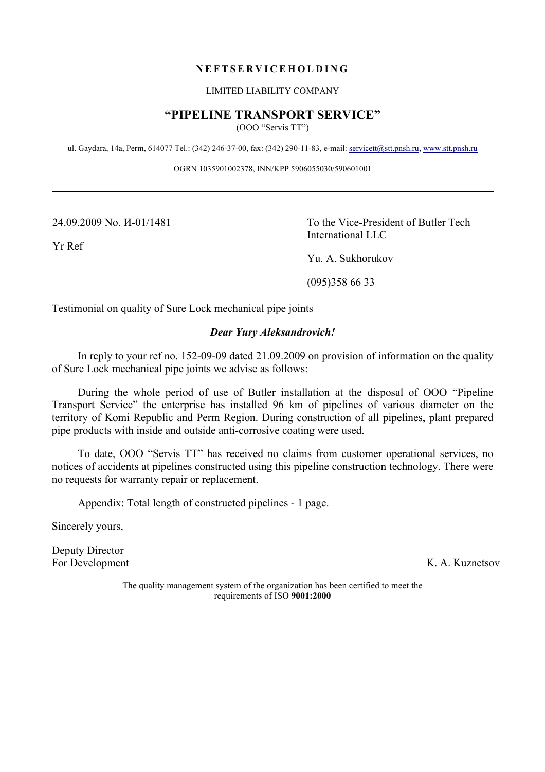**N E F T S E R V I C E H O L D I N G**

LIMITED LIABILITY COMPANY

# "PIPELINE TRANSPORT SERVICE"

(OOO "Servis TT")

ul. Gaydara, 14a, Perm, 614077 Tel.: (342) 246-37-00, fax: (342) 290-11-83, e-mail: servicett@stt.pnsh.ru, www.stt.pnsh.ru

OGRN 1035901002378, INN/KPP 5906055030/590601001

---

24.09.2009 No. И-01/1481

Yr Ref

To the Vice-President of Butler Tech International LLC

Yu. A. Sukhorukov

(095)358 66 33

Testimonial on quality of Sure Lock mechanical pipe joints

***Dear Yury Aleksandrovich!***

In reply to your ref no. 152-09-09 dated 21.09.2009 on provision of information on the quality of Sure Lock mechanical pipe joints we advise as follows:

During the whole period of use of Butler installation at the disposal of OOO "Pipeline Transport Service" the enterprise has installed 96 km of pipelines of various diameter on the territory of Komi Republic and Perm Region. During construction of all pipelines, plant prepared pipe products with inside and outside anti-corrosive coating were used.

To date, OOO "Servis TT" has received no claims from customer operational services, no notices of accidents at pipelines constructed using this pipeline construction technology. There were no requests for warranty repair or replacement.

Appendix: Total length of constructed pipelines - 1 page.

Sincerely yours,

Deputy Director
For Development — K. A. Kuznetsov

The quality management system of the organization has been certified to meet the requirements of ISO **9001:2000**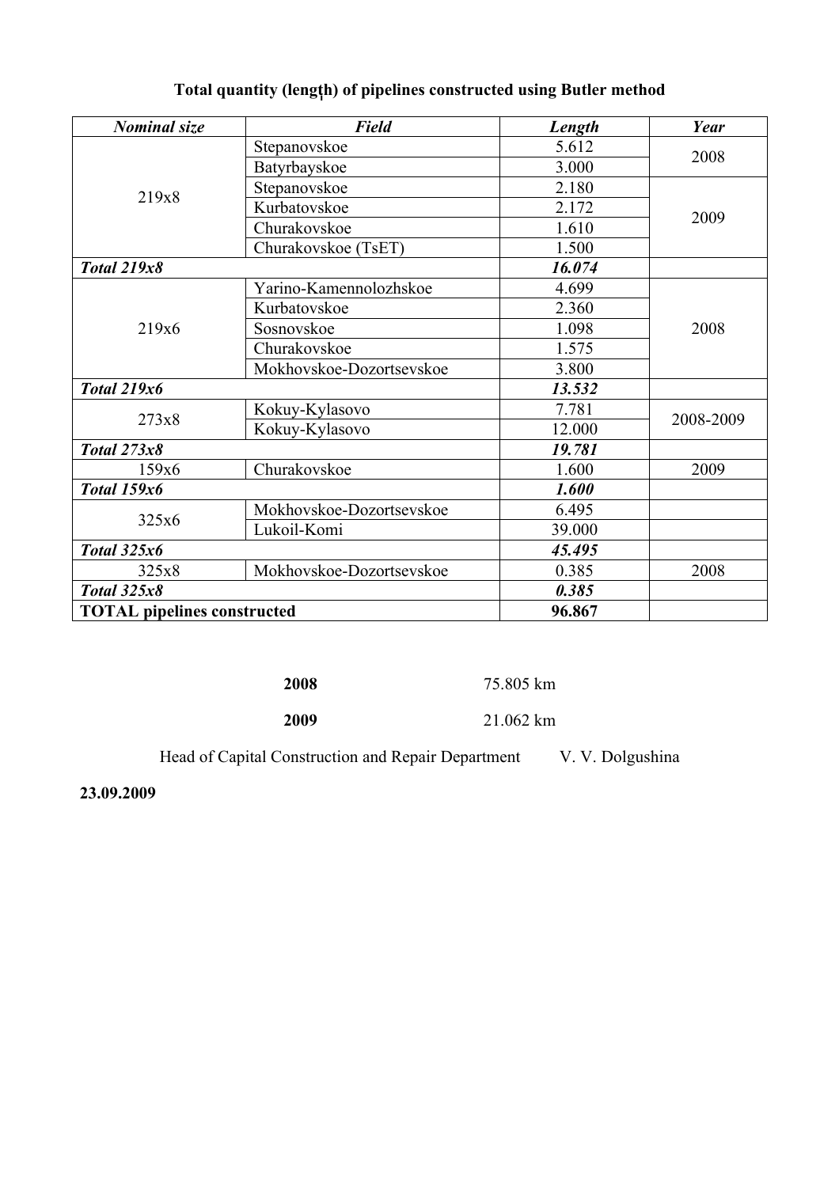**Total quantity (length) of pipelines constructed using Butler method**

| *Nominal size* | *Field* | *Length* | *Year* |
|---|---|---|---|
| 219x8 | Stepanovskoe | 5.612 | 2008 |
| | Batyrbayskoe | 3.000 | |
| | Stepanovskoe | 2.180 | 2009 |
| | Kurbatovskoe | 2.172 | |
| | Churakovskoe | 1.610 | |
| | Churakovskoe (TsET) | 1.500 | |
| ***Total 219x8*** | | ***16.074*** | |
| 219x6 | Yarino-Kamennolozhskoe | 4.699 | 2008 |
| | Kurbatovskoe | 2.360 | |
| | Sosnovskoe | 1.098 | |
| | Churakovskoe | 1.575 | |
| | Mokhovskoe-Dozortsevskoe | 3.800 | |
| ***Total 219x6*** | | ***13.532*** | |
| 273x8 | Kokuy-Kylasovo | 7.781 | 2008-2009 |
| | Kokuy-Kylasovo | 12.000 | |
| ***Total 273x8*** | | ***19.781*** | |
| 159x6 | Churakovskoe | 1.600 | 2009 |
| ***Total 159x6*** | | ***1.600*** | |
| 325x6 | Mokhovskoe-Dozortsevskoe | 6.495 | |
| | Lukoil-Komi | 39.000 | |
| ***Total 325x6*** | | ***45.495*** | |
| 325x8 | Mokhovskoe-Dozortsevskoe | 0.385 | 2008 |
| ***Total 325x8*** | | ***0.385*** | |
| **TOTAL pipelines constructed** | | **96.867** | |

**2008** 75.805 km

**2009** 21.062 km

Head of Capital Construction and Repair Department V. V. Dolgushina

**23.09.2009**